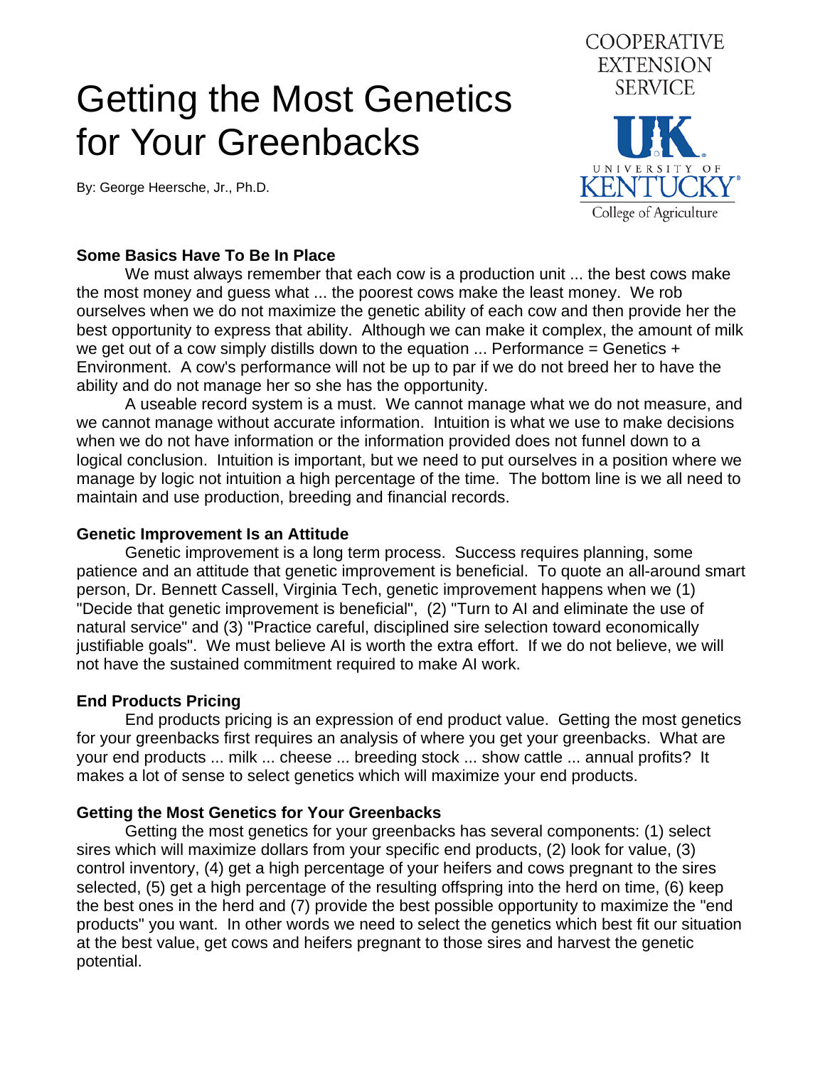# Getting the Most Genetics for Your Greenbacks

COOPERATIVE EXTENSION SERVICE

UNIVERSITY OF KENTUCKY
College of Agriculture

By: George Heersche, Jr., Ph.D.

**Some Basics Have To Be In Place**

We must always remember that each cow is a production unit ... the best cows make the most money and guess what ... the poorest cows make the least money. We rob ourselves when we do not maximize the genetic ability of each cow and then provide her the best opportunity to express that ability. Although we can make it complex, the amount of milk we get out of a cow simply distills down to the equation ... Performance = Genetics + Environment. A cow's performance will not be up to par if we do not breed her to have the ability and do not manage her so she has the opportunity.

A useable record system is a must. We cannot manage what we do not measure, and we cannot manage without accurate information. Intuition is what we use to make decisions when we do not have information or the information provided does not funnel down to a logical conclusion. Intuition is important, but we need to put ourselves in a position where we manage by logic not intuition a high percentage of the time. The bottom line is we all need to maintain and use production, breeding and financial records.

**Genetic Improvement Is an Attitude**

Genetic improvement is a long term process. Success requires planning, some patience and an attitude that genetic improvement is beneficial. To quote an all-around smart person, Dr. Bennett Cassell, Virginia Tech, genetic improvement happens when we (1) "Decide that genetic improvement is beneficial", (2) "Turn to AI and eliminate the use of natural service" and (3) "Practice careful, disciplined sire selection toward economically justifiable goals". We must believe AI is worth the extra effort. If we do not believe, we will not have the sustained commitment required to make AI work.

**End Products Pricing**

End products pricing is an expression of end product value. Getting the most genetics for your greenbacks first requires an analysis of where you get your greenbacks. What are your end products ... milk ... cheese ... breeding stock ... show cattle ... annual profits? It makes a lot of sense to select genetics which will maximize your end products.

**Getting the Most Genetics for Your Greenbacks**

Getting the most genetics for your greenbacks has several components: (1) select sires which will maximize dollars from your specific end products, (2) look for value, (3) control inventory, (4) get a high percentage of your heifers and cows pregnant to the sires selected, (5) get a high percentage of the resulting offspring into the herd on time, (6) keep the best ones in the herd and (7) provide the best possible opportunity to maximize the "end products" you want. In other words we need to select the genetics which best fit our situation at the best value, get cows and heifers pregnant to those sires and harvest the genetic potential.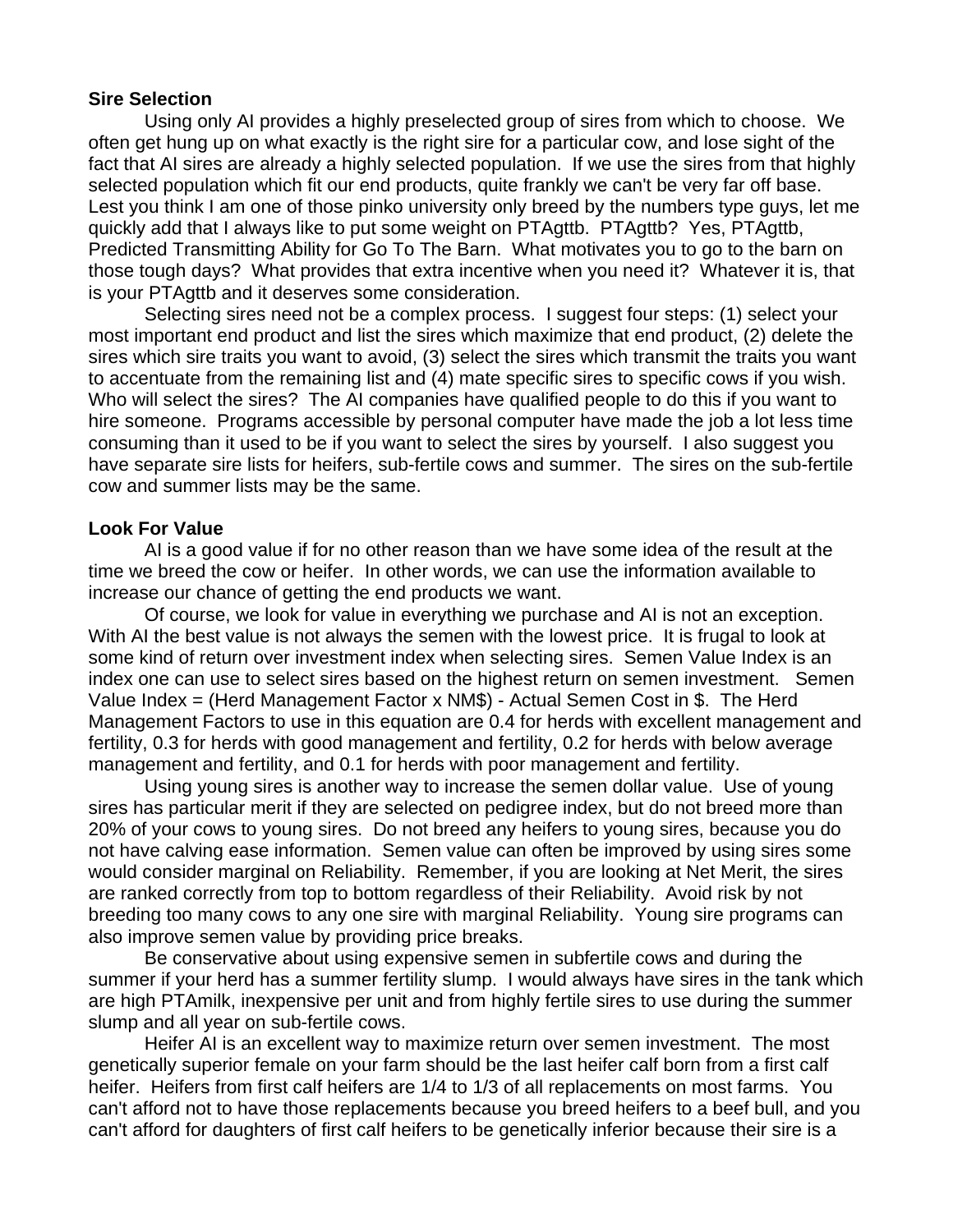**Sire Selection**

Using only AI provides a highly preselected group of sires from which to choose. We often get hung up on what exactly is the right sire for a particular cow, and lose sight of the fact that AI sires are already a highly selected population. If we use the sires from that highly selected population which fit our end products, quite frankly we can't be very far off base. Lest you think I am one of those pinko university only breed by the numbers type guys, let me quickly add that I always like to put some weight on PTAgttb. PTAgttb? Yes, PTAgttb, Predicted Transmitting Ability for Go To The Barn. What motivates you to go to the barn on those tough days? What provides that extra incentive when you need it? Whatever it is, that is your PTAgttb and it deserves some consideration.

Selecting sires need not be a complex process. I suggest four steps: (1) select your most important end product and list the sires which maximize that end product, (2) delete the sires which sire traits you want to avoid, (3) select the sires which transmit the traits you want to accentuate from the remaining list and (4) mate specific sires to specific cows if you wish. Who will select the sires? The AI companies have qualified people to do this if you want to hire someone. Programs accessible by personal computer have made the job a lot less time consuming than it used to be if you want to select the sires by yourself. I also suggest you have separate sire lists for heifers, sub-fertile cows and summer. The sires on the sub-fertile cow and summer lists may be the same.

**Look For Value**

AI is a good value if for no other reason than we have some idea of the result at the time we breed the cow or heifer. In other words, we can use the information available to increase our chance of getting the end products we want.

Of course, we look for value in everything we purchase and AI is not an exception. With AI the best value is not always the semen with the lowest price. It is frugal to look at some kind of return over investment index when selecting sires. Semen Value Index is an index one can use to select sires based on the highest return on semen investment. Semen Value Index = (Herd Management Factor x NM$) - Actual Semen Cost in $. The Herd Management Factors to use in this equation are 0.4 for herds with excellent management and fertility, 0.3 for herds with good management and fertility, 0.2 for herds with below average management and fertility, and 0.1 for herds with poor management and fertility.

Using young sires is another way to increase the semen dollar value. Use of young sires has particular merit if they are selected on pedigree index, but do not breed more than 20% of your cows to young sires. Do not breed any heifers to young sires, because you do not have calving ease information. Semen value can often be improved by using sires some would consider marginal on Reliability. Remember, if you are looking at Net Merit, the sires are ranked correctly from top to bottom regardless of their Reliability. Avoid risk by not breeding too many cows to any one sire with marginal Reliability. Young sire programs can also improve semen value by providing price breaks.

Be conservative about using expensive semen in subfertile cows and during the summer if your herd has a summer fertility slump. I would always have sires in the tank which are high PTAmilk, inexpensive per unit and from highly fertile sires to use during the summer slump and all year on sub-fertile cows.

Heifer AI is an excellent way to maximize return over semen investment. The most genetically superior female on your farm should be the last heifer calf born from a first calf heifer. Heifers from first calf heifers are 1/4 to 1/3 of all replacements on most farms. You can't afford not to have those replacements because you breed heifers to a beef bull, and you can't afford for daughters of first calf heifers to be genetically inferior because their sire is a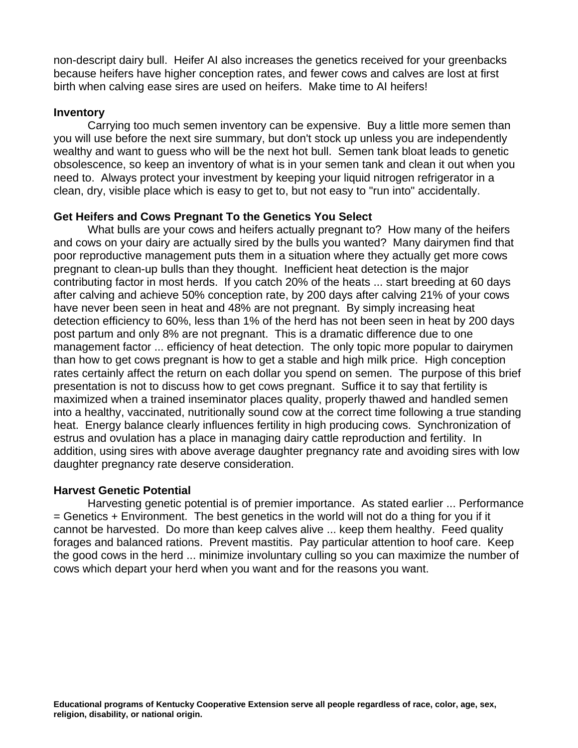non-descript dairy bull. Heifer AI also increases the genetics received for your greenbacks because heifers have higher conception rates, and fewer cows and calves are lost at first birth when calving ease sires are used on heifers. Make time to AI heifers!

### Inventory

Carrying too much semen inventory can be expensive. Buy a little more semen than you will use before the next sire summary, but don't stock up unless you are independently wealthy and want to guess who will be the next hot bull. Semen tank bloat leads to genetic obsolescence, so keep an inventory of what is in your semen tank and clean it out when you need to. Always protect your investment by keeping your liquid nitrogen refrigerator in a clean, dry, visible place which is easy to get to, but not easy to "run into" accidentally.

### Get Heifers and Cows Pregnant To the Genetics You Select

What bulls are your cows and heifers actually pregnant to? How many of the heifers and cows on your dairy are actually sired by the bulls you wanted? Many dairymen find that poor reproductive management puts them in a situation where they actually get more cows pregnant to clean-up bulls than they thought. Inefficient heat detection is the major contributing factor in most herds. If you catch 20% of the heats ... start breeding at 60 days after calving and achieve 50% conception rate, by 200 days after calving 21% of your cows have never been seen in heat and 48% are not pregnant. By simply increasing heat detection efficiency to 60%, less than 1% of the herd has not been seen in heat by 200 days post partum and only 8% are not pregnant. This is a dramatic difference due to one management factor ... efficiency of heat detection. The only topic more popular to dairymen than how to get cows pregnant is how to get a stable and high milk price. High conception rates certainly affect the return on each dollar you spend on semen. The purpose of this brief presentation is not to discuss how to get cows pregnant. Suffice it to say that fertility is maximized when a trained inseminator places quality, properly thawed and handled semen into a healthy, vaccinated, nutritionally sound cow at the correct time following a true standing heat. Energy balance clearly influences fertility in high producing cows. Synchronization of estrus and ovulation has a place in managing dairy cattle reproduction and fertility. In addition, using sires with above average daughter pregnancy rate and avoiding sires with low daughter pregnancy rate deserve consideration.

### Harvest Genetic Potential

Harvesting genetic potential is of premier importance. As stated earlier ... Performance = Genetics + Environment. The best genetics in the world will not do a thing for you if it cannot be harvested. Do more than keep calves alive ... keep them healthy. Feed quality forages and balanced rations. Prevent mastitis. Pay particular attention to hoof care. Keep the good cows in the herd ... minimize involuntary culling so you can maximize the number of cows which depart your herd when you want and for the reasons you want.

**Educational programs of Kentucky Cooperative Extension serve all people regardless of race, color, age, sex, religion, disability, or national origin.**